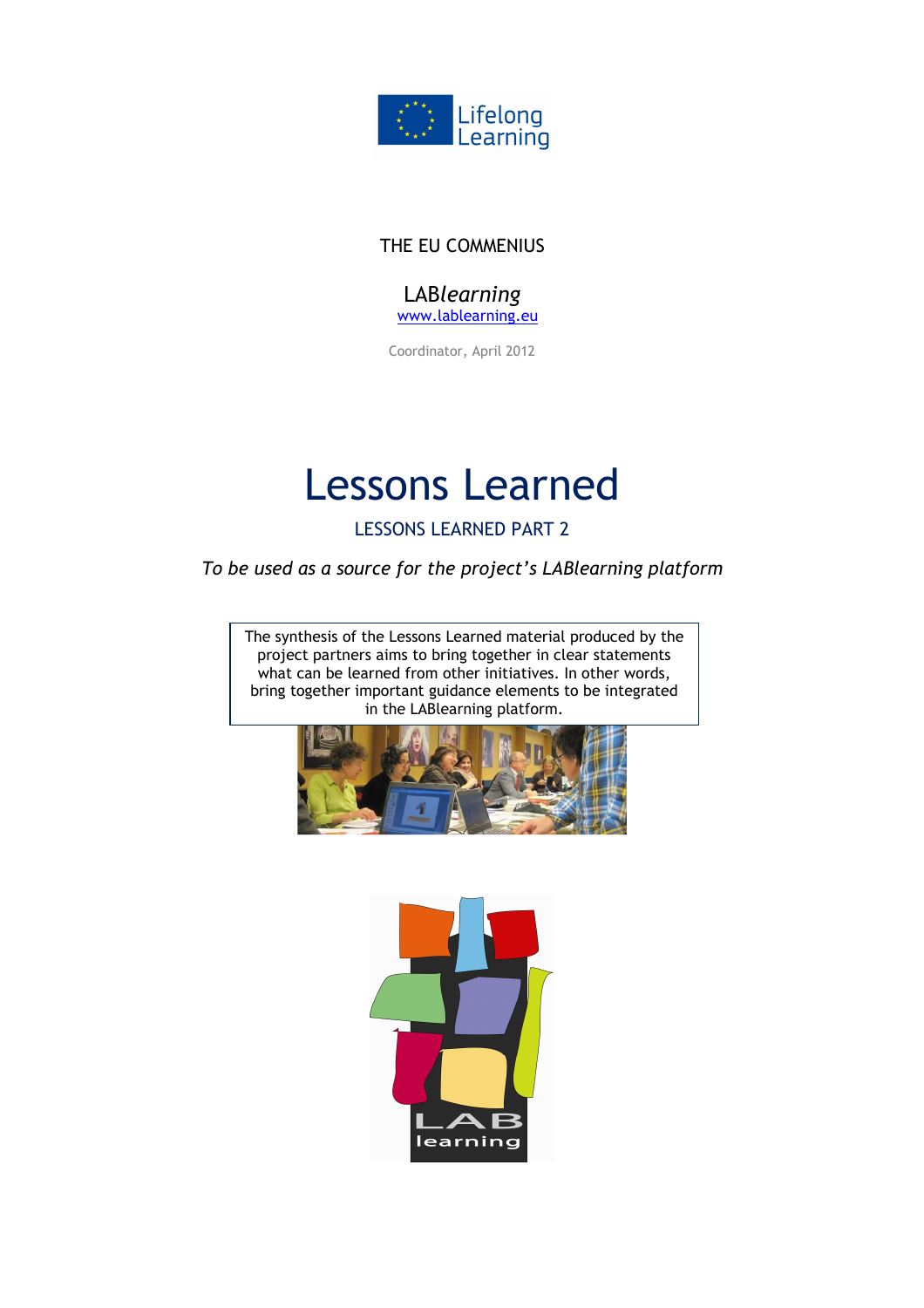Lifelong Learning

THE EU COMMENIUS

LAB*learning*

www.lablearning.eu

Coordinator, April 2012

# Lessons Learned

## LESSONS LEARNED PART 2

*To be used as a source for the project's LABlearning platform*

The synthesis of the Lessons Learned material produced by the project partners aims to bring together in clear statements what can be learned from other initiatives. In other words, bring together important guidance elements to be integrated in the LABlearning platform.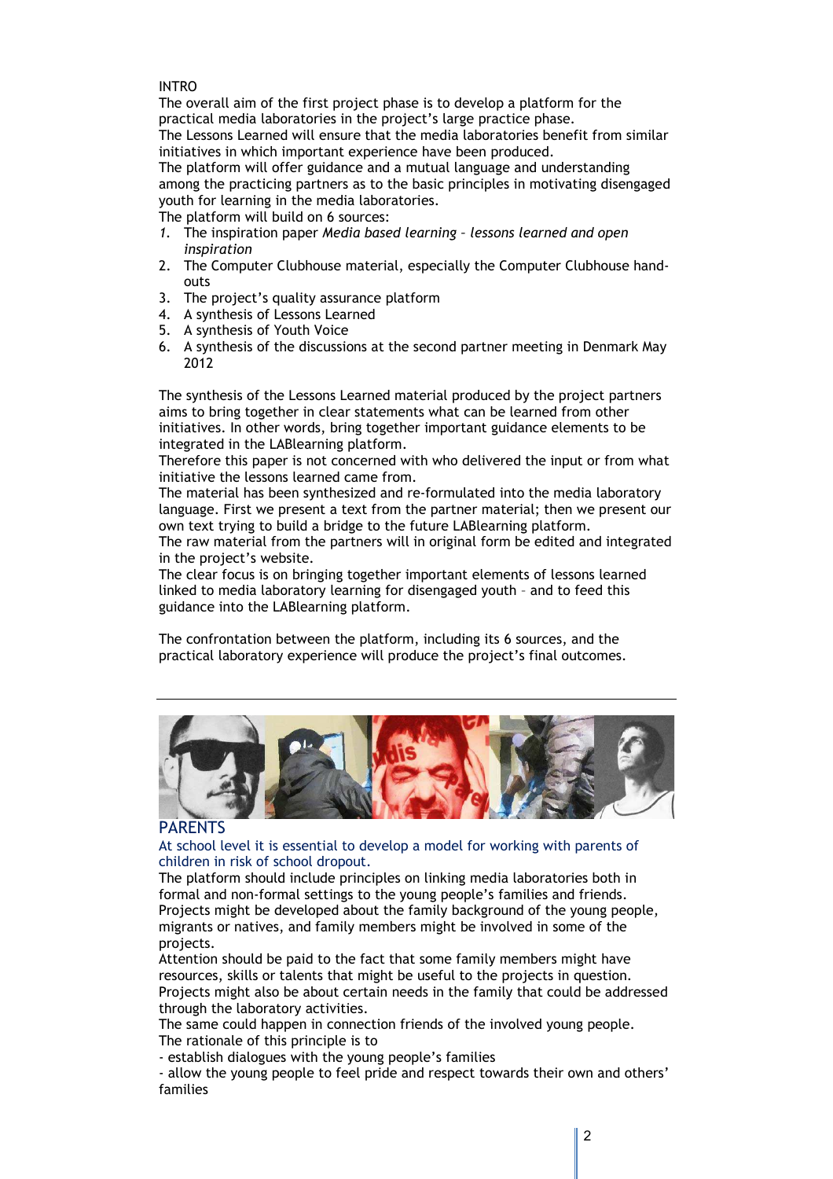INTRO

The overall aim of the first project phase is to develop a platform for the practical media laboratories in the project's large practice phase.
The Lessons Learned will ensure that the media laboratories benefit from similar initiatives in which important experience have been produced.
The platform will offer guidance and a mutual language and understanding among the practicing partners as to the basic principles in motivating disengaged youth for learning in the media laboratories.
The platform will build on 6 sources:

1. The inspiration paper *Media based learning – lessons learned and open inspiration*
2. The Computer Clubhouse material, especially the Computer Clubhouse hand-outs
3. The project's quality assurance platform
4. A synthesis of Lessons Learned
5. A synthesis of Youth Voice
6. A synthesis of the discussions at the second partner meeting in Denmark May 2012

The synthesis of the Lessons Learned material produced by the project partners aims to bring together in clear statements what can be learned from other initiatives. In other words, bring together important guidance elements to be integrated in the LABlearning platform.
Therefore this paper is not concerned with who delivered the input or from what initiative the lessons learned came from.
The material has been synthesized and re-formulated into the media laboratory language. First we present a text from the partner material; then we present our own text trying to build a bridge to the future LABlearning platform.
The raw material from the partners will in original form be edited and integrated in the project's website.
The clear focus is on bringing together important elements of lessons learned linked to media laboratory learning for disengaged youth – and to feed this guidance into the LABlearning platform.

The confrontation between the platform, including its 6 sources, and the practical laboratory experience will produce the project's final outcomes.

---

## PARENTS

At school level it is essential to develop a model for working with parents of children in risk of school dropout.

The platform should include principles on linking media laboratories both in formal and non-formal settings to the young people's families and friends.
Projects might be developed about the family background of the young people, migrants or natives, and family members might be involved in some of the projects.
Attention should be paid to the fact that some family members might have resources, skills or talents that might be useful to the projects in question.
Projects might also be about certain needs in the family that could be addressed through the laboratory activities.
The same could happen in connection friends of the involved young people.
The rationale of this principle is to

- establish dialogues with the young people's families
- allow the young people to feel pride and respect towards their own and others' families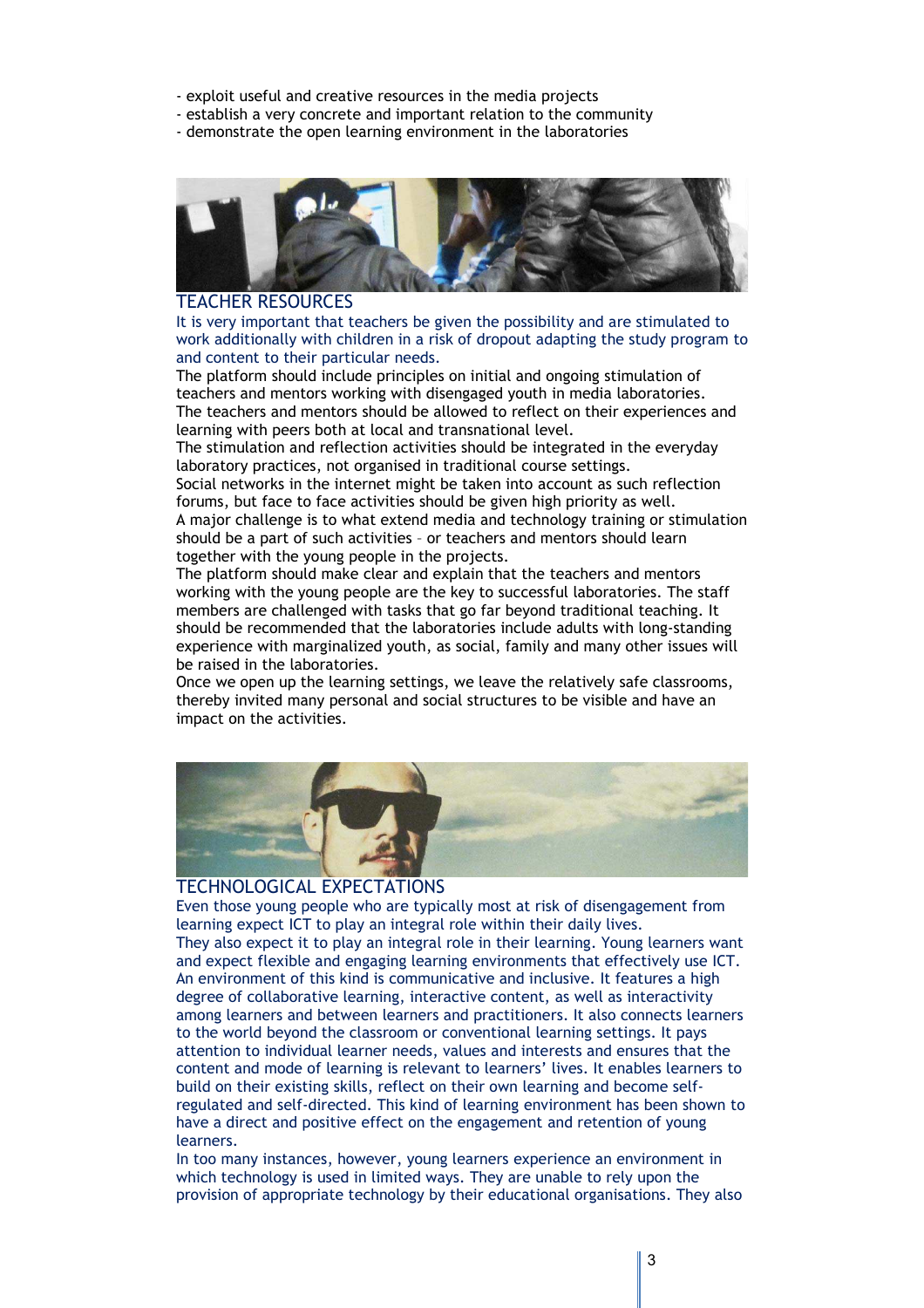- exploit useful and creative resources in the media projects
- establish a very concrete and important relation to the community
- demonstrate the open learning environment in the laboratories

## TEACHER RESOURCES

It is very important that teachers be given the possibility and are stimulated to work additionally with children in a risk of dropout adapting the study program to and content to their particular needs.

The platform should include principles on initial and ongoing stimulation of teachers and mentors working with disengaged youth in media laboratories.

The teachers and mentors should be allowed to reflect on their experiences and learning with peers both at local and transnational level.

The stimulation and reflection activities should be integrated in the everyday laboratory practices, not organised in traditional course settings.

Social networks in the internet might be taken into account as such reflection forums, but face to face activities should be given high priority as well.

A major challenge is to what extend media and technology training or stimulation should be a part of such activities – or teachers and mentors should learn together with the young people in the projects.

The platform should make clear and explain that the teachers and mentors working with the young people are the key to successful laboratories. The staff members are challenged with tasks that go far beyond traditional teaching. It should be recommended that the laboratories include adults with long-standing experience with marginalized youth, as social, family and many other issues will be raised in the laboratories.

Once we open up the learning settings, we leave the relatively safe classrooms, thereby invited many personal and social structures to be visible and have an impact on the activities.

## TECHNOLOGICAL EXPECTATIONS

Even those young people who are typically most at risk of disengagement from learning expect ICT to play an integral role within their daily lives.

They also expect it to play an integral role in their learning. Young learners want and expect flexible and engaging learning environments that effectively use ICT. An environment of this kind is communicative and inclusive. It features a high degree of collaborative learning, interactive content, as well as interactivity among learners and between learners and practitioners. It also connects learners to the world beyond the classroom or conventional learning settings. It pays attention to individual learner needs, values and interests and ensures that the content and mode of learning is relevant to learners' lives. It enables learners to build on their existing skills, reflect on their own learning and become self-regulated and self-directed. This kind of learning environment has been shown to have a direct and positive effect on the engagement and retention of young learners.

In too many instances, however, young learners experience an environment in which technology is used in limited ways. They are unable to rely upon the provision of appropriate technology by their educational organisations. They also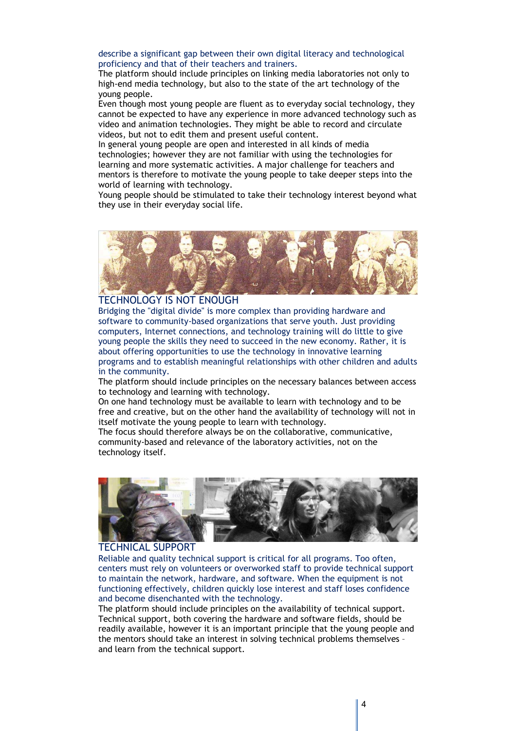describe a significant gap between their own digital literacy and technological proficiency and that of their teachers and trainers.

The platform should include principles on linking media laboratories not only to high-end media technology, but also to the state of the art technology of the young people.

Even though most young people are fluent as to everyday social technology, they cannot be expected to have any experience in more advanced technology such as video and animation technologies. They might be able to record and circulate videos, but not to edit them and present useful content.

In general young people are open and interested in all kinds of media technologies; however they are not familiar with using the technologies for learning and more systematic activities. A major challenge for teachers and mentors is therefore to motivate the young people to take deeper steps into the world of learning with technology.

Young people should be stimulated to take their technology interest beyond what they use in their everyday social life.

## TECHNOLOGY IS NOT ENOUGH

Bridging the "digital divide" is more complex than providing hardware and software to community-based organizations that serve youth. Just providing computers, Internet connections, and technology training will do little to give young people the skills they need to succeed in the new economy. Rather, it is about offering opportunities to use the technology in innovative learning programs and to establish meaningful relationships with other children and adults in the community.

The platform should include principles on the necessary balances between access to technology and learning with technology.

On one hand technology must be available to learn with technology and to be free and creative, but on the other hand the availability of technology will not in itself motivate the young people to learn with technology.

The focus should therefore always be on the collaborative, communicative, community-based and relevance of the laboratory activities, not on the technology itself.

## TECHNICAL SUPPORT

Reliable and quality technical support is critical for all programs. Too often, centers must rely on volunteers or overworked staff to provide technical support to maintain the network, hardware, and software. When the equipment is not functioning effectively, children quickly lose interest and staff loses confidence and become disenchanted with the technology.

The platform should include principles on the availability of technical support. Technical support, both covering the hardware and software fields, should be readily available, however it is an important principle that the young people and the mentors should take an interest in solving technical problems themselves – and learn from the technical support.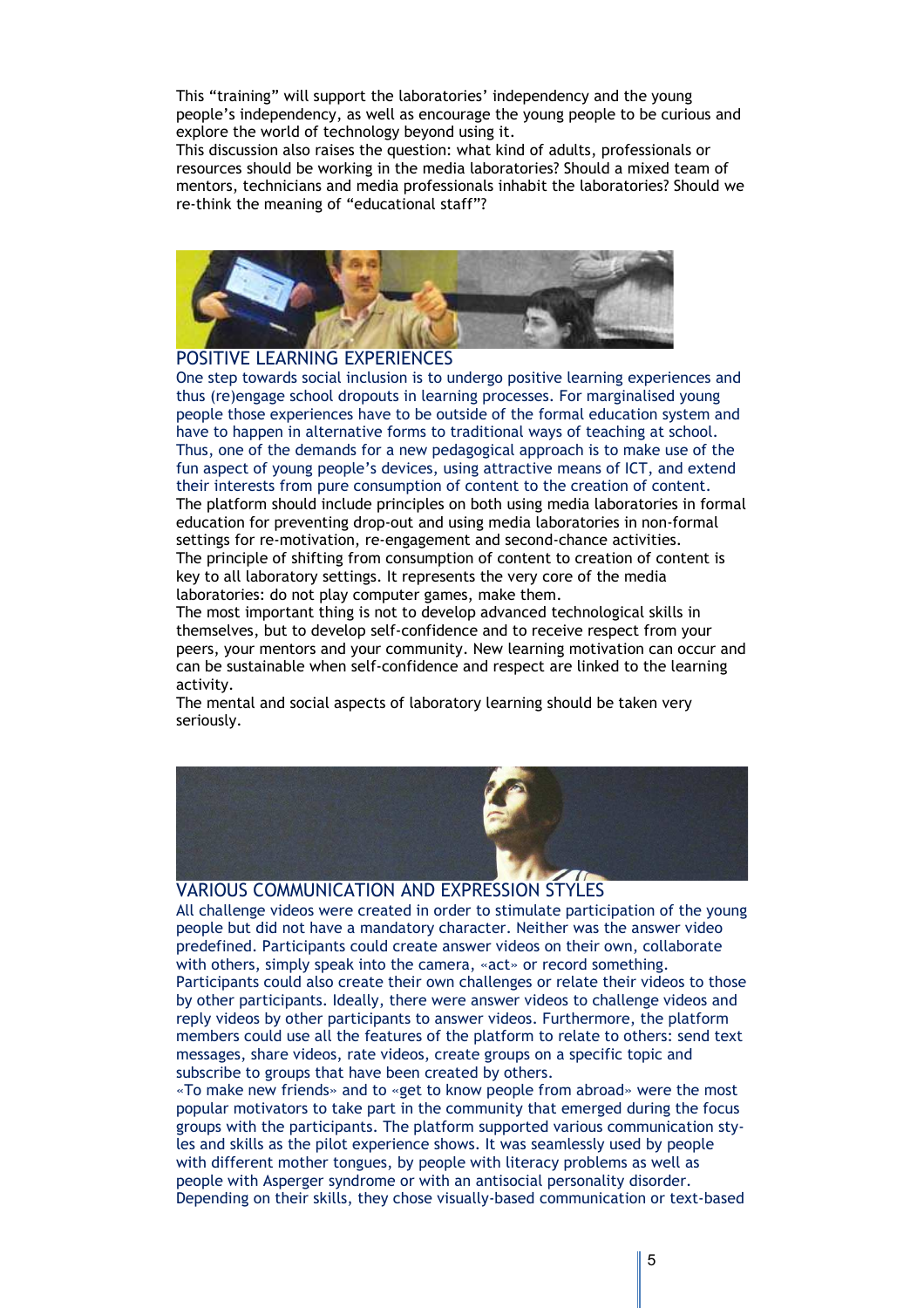This "training" will support the laboratories' independency and the young people's independency, as well as encourage the young people to be curious and explore the world of technology beyond using it.

This discussion also raises the question: what kind of adults, professionals or resources should be working in the media laboratories? Should a mixed team of mentors, technicians and media professionals inhabit the laboratories? Should we re-think the meaning of "educational staff"?

## POSITIVE LEARNING EXPERIENCES

One step towards social inclusion is to undergo positive learning experiences and thus (re)engage school dropouts in learning processes. For marginalised young people those experiences have to be outside of the formal education system and have to happen in alternative forms to traditional ways of teaching at school. Thus, one of the demands for a new pedagogical approach is to make use of the fun aspect of young people's devices, using attractive means of ICT, and extend their interests from pure consumption of content to the creation of content.

The platform should include principles on both using media laboratories in formal education for preventing drop-out and using media laboratories in non-formal settings for re-motivation, re-engagement and second-chance activities.

The principle of shifting from consumption of content to creation of content is key to all laboratory settings. It represents the very core of the media laboratories: do not play computer games, make them.

The most important thing is not to develop advanced technological skills in themselves, but to develop self-confidence and to receive respect from your peers, your mentors and your community. New learning motivation can occur and can be sustainable when self-confidence and respect are linked to the learning activity.

The mental and social aspects of laboratory learning should be taken very seriously.

## VARIOUS COMMUNICATION AND EXPRESSION STYLES

All challenge videos were created in order to stimulate participation of the young people but did not have a mandatory character. Neither was the answer video predefined. Participants could create answer videos on their own, collaborate with others, simply speak into the camera, «act» or record something.

Participants could also create their own challenges or relate their videos to those by other participants. Ideally, there were answer videos to challenge videos and reply videos by other participants to answer videos. Furthermore, the platform members could use all the features of the platform to relate to others: send text messages, share videos, rate videos, create groups on a specific topic and subscribe to groups that have been created by others.

«To make new friends» and to «get to know people from abroad» were the most popular motivators to take part in the community that emerged during the focus groups with the participants. The platform supported various communication styles and skills as the pilot experience shows. It was seamlessly used by people with different mother tongues, by people with literacy problems as well as people with Asperger syndrome or with an antisocial personality disorder. Depending on their skills, they chose visually-based communication or text-based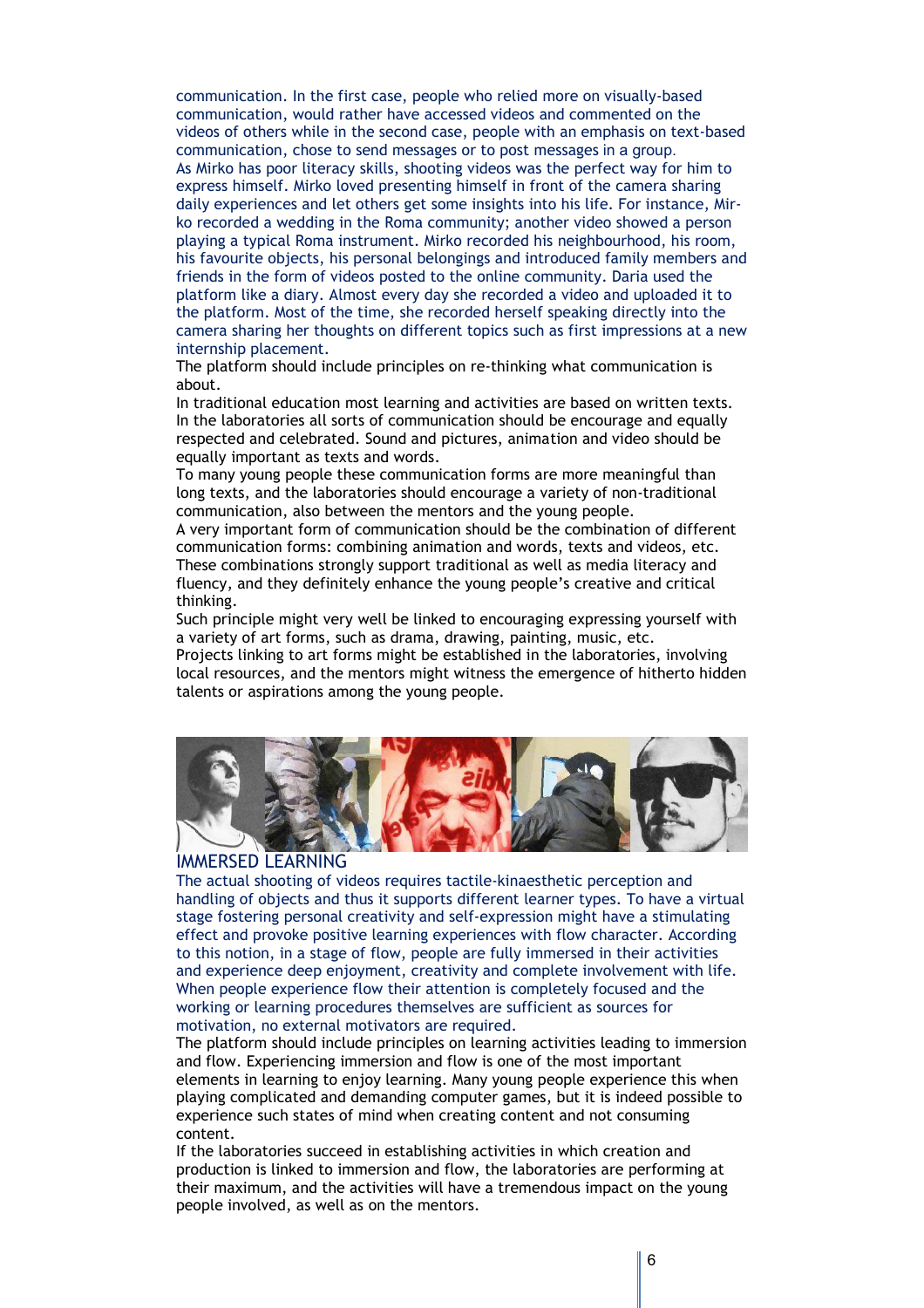communication. In the first case, people who relied more on visually-based communication, would rather have accessed videos and commented on the videos of others while in the second case, people with an emphasis on text-based communication, chose to send messages or to post messages in a group.

As Mirko has poor literacy skills, shooting videos was the perfect way for him to express himself. Mirko loved presenting himself in front of the camera sharing daily experiences and let others get some insights into his life. For instance, Mirko recorded a wedding in the Roma community; another video showed a person playing a typical Roma instrument. Mirko recorded his neighbourhood, his room, his favourite objects, his personal belongings and introduced family members and friends in the form of videos posted to the online community. Daria used the platform like a diary. Almost every day she recorded a video and uploaded it to the platform. Most of the time, she recorded herself speaking directly into the camera sharing her thoughts on different topics such as first impressions at a new internship placement.

The platform should include principles on re-thinking what communication is about.

In traditional education most learning and activities are based on written texts. In the laboratories all sorts of communication should be encourage and equally respected and celebrated. Sound and pictures, animation and video should be equally important as texts and words.

To many young people these communication forms are more meaningful than long texts, and the laboratories should encourage a variety of non-traditional communication, also between the mentors and the young people.

A very important form of communication should be the combination of different communication forms: combining animation and words, texts and videos, etc. These combinations strongly support traditional as well as media literacy and fluency, and they definitely enhance the young people's creative and critical thinking.

Such principle might very well be linked to encouraging expressing yourself with a variety of art forms, such as drama, drawing, painting, music, etc.

Projects linking to art forms might be established in the laboratories, involving local resources, and the mentors might witness the emergence of hitherto hidden talents or aspirations among the young people.

## IMMERSED LEARNING

The actual shooting of videos requires tactile-kinaesthetic perception and handling of objects and thus it supports different learner types. To have a virtual stage fostering personal creativity and self-expression might have a stimulating effect and provoke positive learning experiences with flow character. According to this notion, in a stage of flow, people are fully immersed in their activities and experience deep enjoyment, creativity and complete involvement with life. When people experience flow their attention is completely focused and the working or learning procedures themselves are sufficient as sources for motivation, no external motivators are required.

The platform should include principles on learning activities leading to immersion and flow. Experiencing immersion and flow is one of the most important elements in learning to enjoy learning. Many young people experience this when playing complicated and demanding computer games, but it is indeed possible to experience such states of mind when creating content and not consuming content.

If the laboratories succeed in establishing activities in which creation and production is linked to immersion and flow, the laboratories are performing at their maximum, and the activities will have a tremendous impact on the young people involved, as well as on the mentors.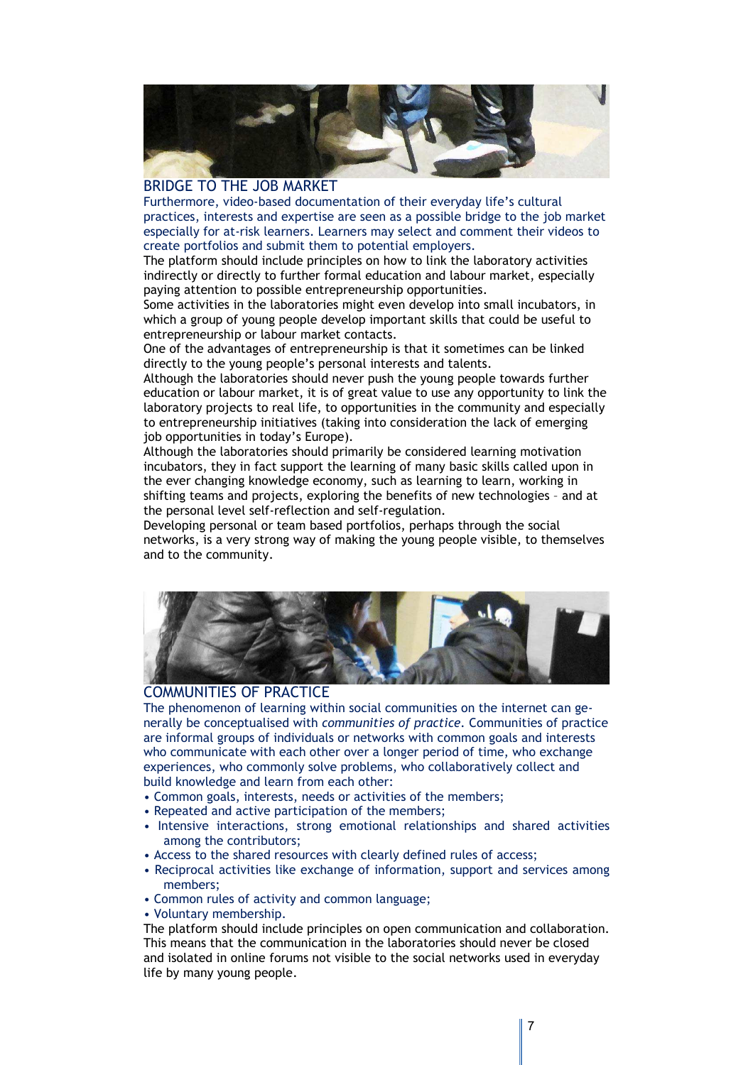## BRIDGE TO THE JOB MARKET

Furthermore, video-based documentation of their everyday life's cultural practices, interests and expertise are seen as a possible bridge to the job market especially for at-risk learners. Learners may select and comment their videos to create portfolios and submit them to potential employers.

The platform should include principles on how to link the laboratory activities indirectly or directly to further formal education and labour market, especially paying attention to possible entrepreneurship opportunities.

Some activities in the laboratories might even develop into small incubators, in which a group of young people develop important skills that could be useful to entrepreneurship or labour market contacts.

One of the advantages of entrepreneurship is that it sometimes can be linked directly to the young people's personal interests and talents.

Although the laboratories should never push the young people towards further education or labour market, it is of great value to use any opportunity to link the laboratory projects to real life, to opportunities in the community and especially to entrepreneurship initiatives (taking into consideration the lack of emerging job opportunities in today's Europe).

Although the laboratories should primarily be considered learning motivation incubators, they in fact support the learning of many basic skills called upon in the ever changing knowledge economy, such as learning to learn, working in shifting teams and projects, exploring the benefits of new technologies – and at the personal level self-reflection and self-regulation.

Developing personal or team based portfolios, perhaps through the social networks, is a very strong way of making the young people visible, to themselves and to the community.

## COMMUNITIES OF PRACTICE

The phenomenon of learning within social communities on the internet can generally be conceptualised with *communities of practice*. Communities of practice are informal groups of individuals or networks with common goals and interests who communicate with each other over a longer period of time, who exchange experiences, who commonly solve problems, who collaboratively collect and build knowledge and learn from each other:

- Common goals, interests, needs or activities of the members;
- Repeated and active participation of the members;
- Intensive interactions, strong emotional relationships and shared activities among the contributors;
- Access to the shared resources with clearly defined rules of access;
- Reciprocal activities like exchange of information, support and services among members;
- Common rules of activity and common language;
- Voluntary membership.

The platform should include principles on open communication and collaboration. This means that the communication in the laboratories should never be closed and isolated in online forums not visible to the social networks used in everyday life by many young people.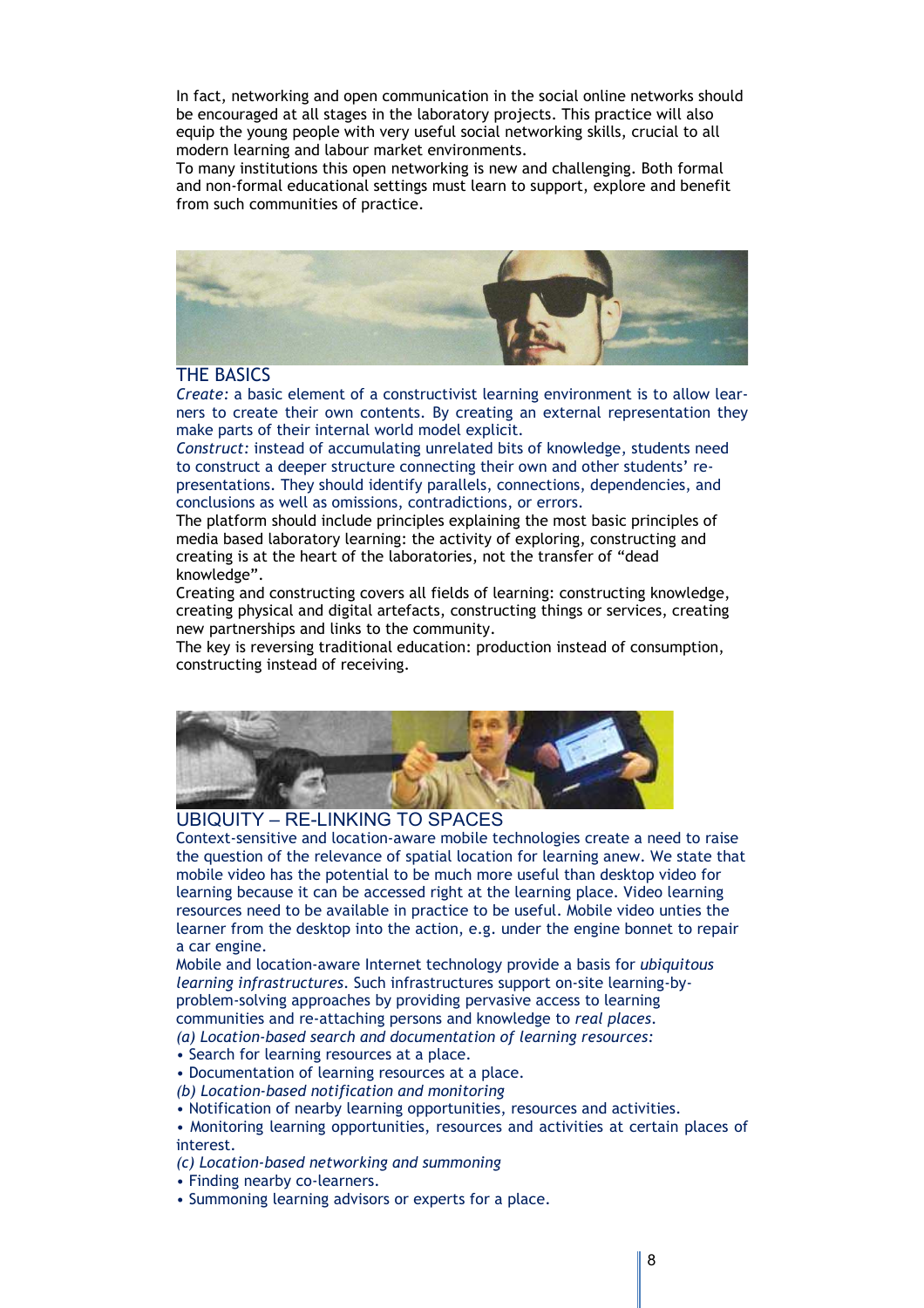In fact, networking and open communication in the social online networks should be encouraged at all stages in the laboratory projects. This practice will also equip the young people with very useful social networking skills, crucial to all modern learning and labour market environments.
To many institutions this open networking is new and challenging. Both formal and non-formal educational settings must learn to support, explore and benefit from such communities of practice.

## THE BASICS

*Create:* a basic element of a constructivist learning environment is to allow learners to create their own contents. By creating an external representation they make parts of their internal world model explicit.
*Construct:* instead of accumulating unrelated bits of knowledge, students need to construct a deeper structure connecting their own and other students' representations. They should identify parallels, connections, dependencies, and conclusions as well as omissions, contradictions, or errors.
The platform should include principles explaining the most basic principles of media based laboratory learning: the activity of exploring, constructing and creating is at the heart of the laboratories, not the transfer of "dead knowledge".
Creating and constructing covers all fields of learning: constructing knowledge, creating physical and digital artefacts, constructing things or services, creating new partnerships and links to the community.
The key is reversing traditional education: production instead of consumption, constructing instead of receiving.

## UBIQUITY – RE-LINKING TO SPACES

Context-sensitive and location-aware mobile technologies create a need to raise the question of the relevance of spatial location for learning anew. We state that mobile video has the potential to be much more useful than desktop video for learning because it can be accessed right at the learning place. Video learning resources need to be available in practice to be useful. Mobile video unties the learner from the desktop into the action, e.g. under the engine bonnet to repair a car engine.
Mobile and location-aware Internet technology provide a basis for *ubiquitous learning infrastructures*. Such infrastructures support on-site learning-by-problem-solving approaches by providing pervasive access to learning communities and re-attaching persons and knowledge to *real places*.

*(a) Location-based search and documentation of learning resources:*

- Search for learning resources at a place.
- Documentation of learning resources at a place.

*(b) Location-based notification and monitoring*

- Notification of nearby learning opportunities, resources and activities.
- Monitoring learning opportunities, resources and activities at certain places of interest.

*(c) Location-based networking and summoning*

- Finding nearby co-learners.
- Summoning learning advisors or experts for a place.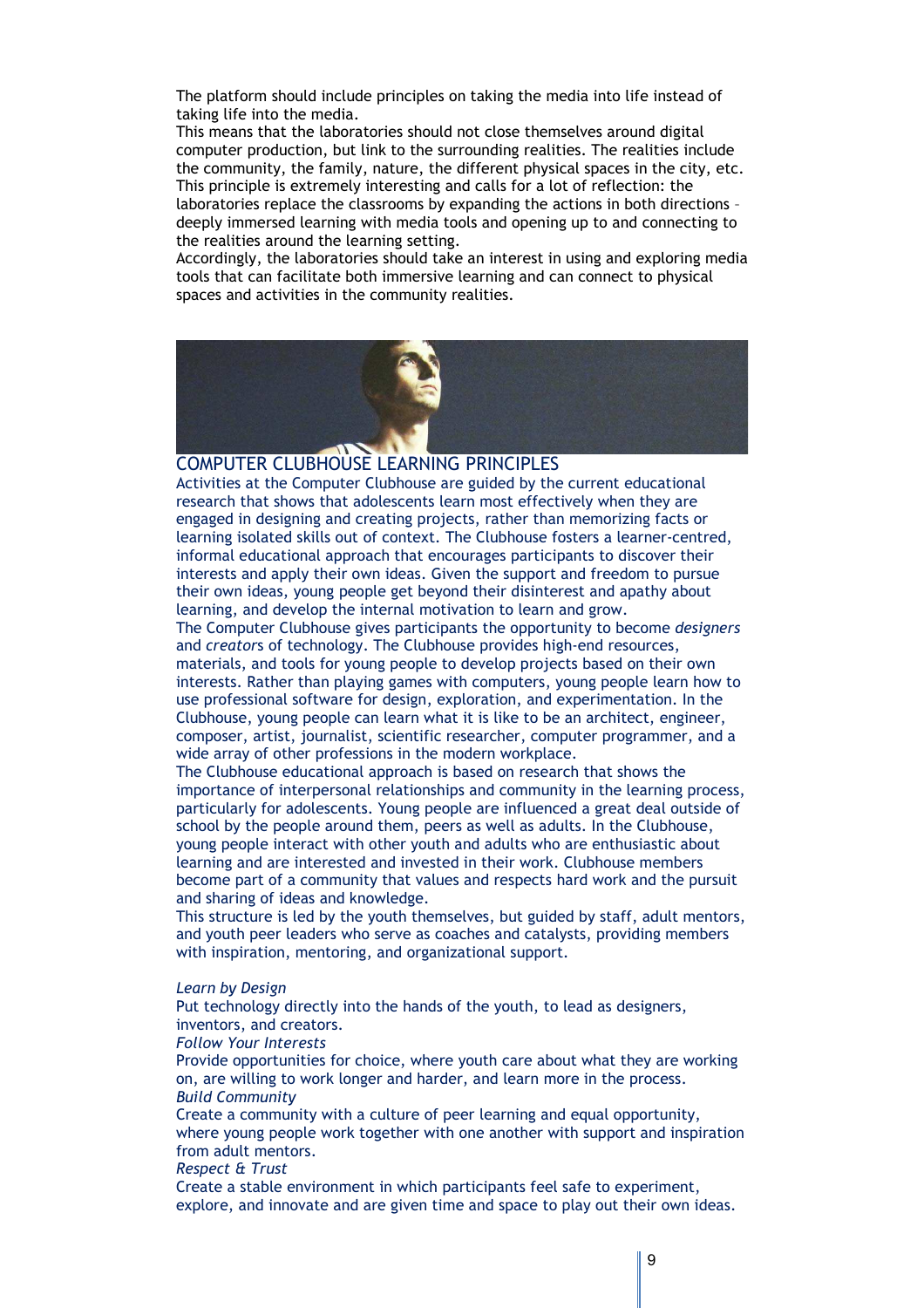The platform should include principles on taking the media into life instead of taking life into the media.

This means that the laboratories should not close themselves around digital computer production, but link to the surrounding realities. The realities include the community, the family, nature, the different physical spaces in the city, etc. This principle is extremely interesting and calls for a lot of reflection: the laboratories replace the classrooms by expanding the actions in both directions – deeply immersed learning with media tools and opening up to and connecting to the realities around the learning setting.

Accordingly, the laboratories should take an interest in using and exploring media tools that can facilitate both immersive learning and can connect to physical spaces and activities in the community realities.

## COMPUTER CLUBHOUSE LEARNING PRINCIPLES

Activities at the Computer Clubhouse are guided by the current educational research that shows that adolescents learn most effectively when they are engaged in designing and creating projects, rather than memorizing facts or learning isolated skills out of context. The Clubhouse fosters a learner-centred, informal educational approach that encourages participants to discover their interests and apply their own ideas. Given the support and freedom to pursue their own ideas, young people get beyond their disinterest and apathy about learning, and develop the internal motivation to learn and grow.

The Computer Clubhouse gives participants the opportunity to become *designers* and *creator*s of technology. The Clubhouse provides high-end resources, materials, and tools for young people to develop projects based on their own interests. Rather than playing games with computers, young people learn how to use professional software for design, exploration, and experimentation. In the Clubhouse, young people can learn what it is like to be an architect, engineer, composer, artist, journalist, scientific researcher, computer programmer, and a wide array of other professions in the modern workplace.

The Clubhouse educational approach is based on research that shows the importance of interpersonal relationships and community in the learning process, particularly for adolescents. Young people are influenced a great deal outside of school by the people around them, peers as well as adults. In the Clubhouse, young people interact with other youth and adults who are enthusiastic about learning and are interested and invested in their work. Clubhouse members become part of a community that values and respects hard work and the pursuit and sharing of ideas and knowledge.

This structure is led by the youth themselves, but guided by staff, adult mentors, and youth peer leaders who serve as coaches and catalysts, providing members with inspiration, mentoring, and organizational support.

*Learn by Design*

Put technology directly into the hands of the youth, to lead as designers, inventors, and creators.

*Follow Your Interests*

Provide opportunities for choice, where youth care about what they are working on, are willing to work longer and harder, and learn more in the process.

*Build Community*

Create a community with a culture of peer learning and equal opportunity, where young people work together with one another with support and inspiration from adult mentors.

*Respect & Trust*

Create a stable environment in which participants feel safe to experiment, explore, and innovate and are given time and space to play out their own ideas.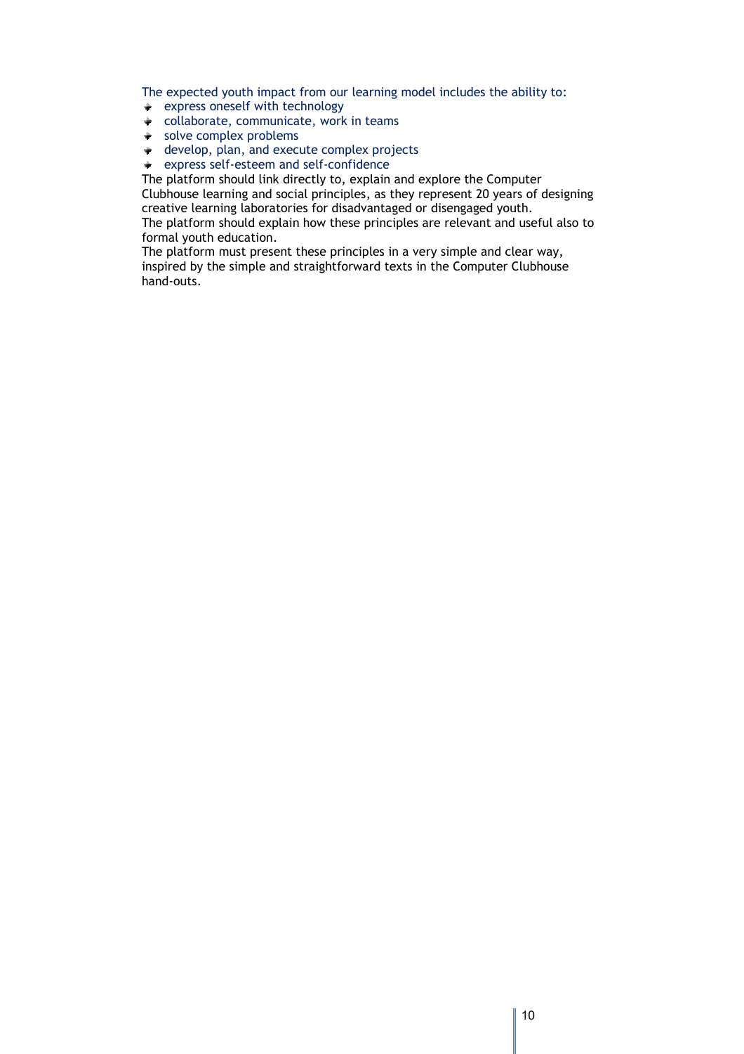The expected youth impact from our learning model includes the ability to:

- express oneself with technology
- collaborate, communicate, work in teams
- solve complex problems
- develop, plan, and execute complex projects
- express self-esteem and self-confidence

The platform should link directly to, explain and explore the Computer Clubhouse learning and social principles, as they represent 20 years of designing creative learning laboratories for disadvantaged or disengaged youth.

The platform should explain how these principles are relevant and useful also to formal youth education.

The platform must present these principles in a very simple and clear way, inspired by the simple and straightforward texts in the Computer Clubhouse hand-outs.